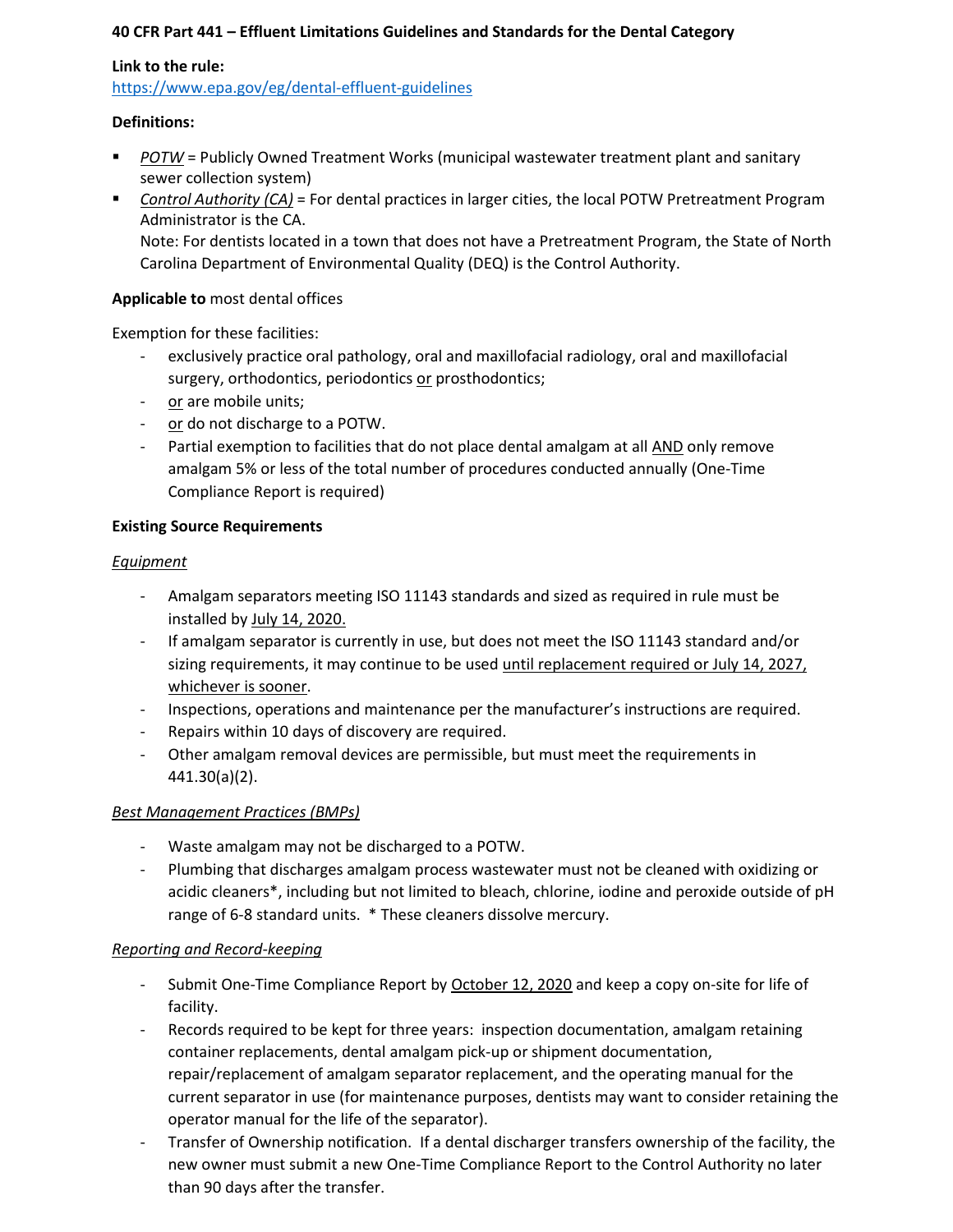**40 CFR Part 441 – Effluent Limitations Guidelines and Standards for the Dental Category**

**Link to the rule:**
https://www.epa.gov/eg/dental-effluent-guidelines

**Definitions:**

- *POTW* = Publicly Owned Treatment Works (municipal wastewater treatment plant and sanitary sewer collection system)
- *Control Authority (CA)* = For dental practices in larger cities, the local POTW Pretreatment Program Administrator is the CA.
  Note: For dentists located in a town that does not have a Pretreatment Program, the State of North Carolina Department of Environmental Quality (DEQ) is the Control Authority.

**Applicable to** most dental offices

Exemption for these facilities:

- exclusively practice oral pathology, oral and maxillofacial radiology, oral and maxillofacial surgery, orthodontics, periodontics or prosthodontics;
- or are mobile units;
- or do not discharge to a POTW.
- Partial exemption to facilities that do not place dental amalgam at all AND only remove amalgam 5% or less of the total number of procedures conducted annually (One-Time Compliance Report is required)

**Existing Source Requirements**

*Equipment*

- Amalgam separators meeting ISO 11143 standards and sized as required in rule must be installed by July 14, 2020.
- If amalgam separator is currently in use, but does not meet the ISO 11143 standard and/or sizing requirements, it may continue to be used until replacement required or July 14, 2027, whichever is sooner.
- Inspections, operations and maintenance per the manufacturer's instructions are required.
- Repairs within 10 days of discovery are required.
- Other amalgam removal devices are permissible, but must meet the requirements in 441.30(a)(2).

*Best Management Practices (BMPs)*

- Waste amalgam may not be discharged to a POTW.
- Plumbing that discharges amalgam process wastewater must not be cleaned with oxidizing or acidic cleaners*, including but not limited to bleach, chlorine, iodine and peroxide outside of pH range of 6-8 standard units. * These cleaners dissolve mercury.

*Reporting and Record-keeping*

- Submit One-Time Compliance Report by October 12, 2020 and keep a copy on-site for life of facility.
- Records required to be kept for three years: inspection documentation, amalgam retaining container replacements, dental amalgam pick-up or shipment documentation, repair/replacement of amalgam separator replacement, and the operating manual for the current separator in use (for maintenance purposes, dentists may want to consider retaining the operator manual for the life of the separator).
- Transfer of Ownership notification. If a dental discharger transfers ownership of the facility, the new owner must submit a new One-Time Compliance Report to the Control Authority no later than 90 days after the transfer.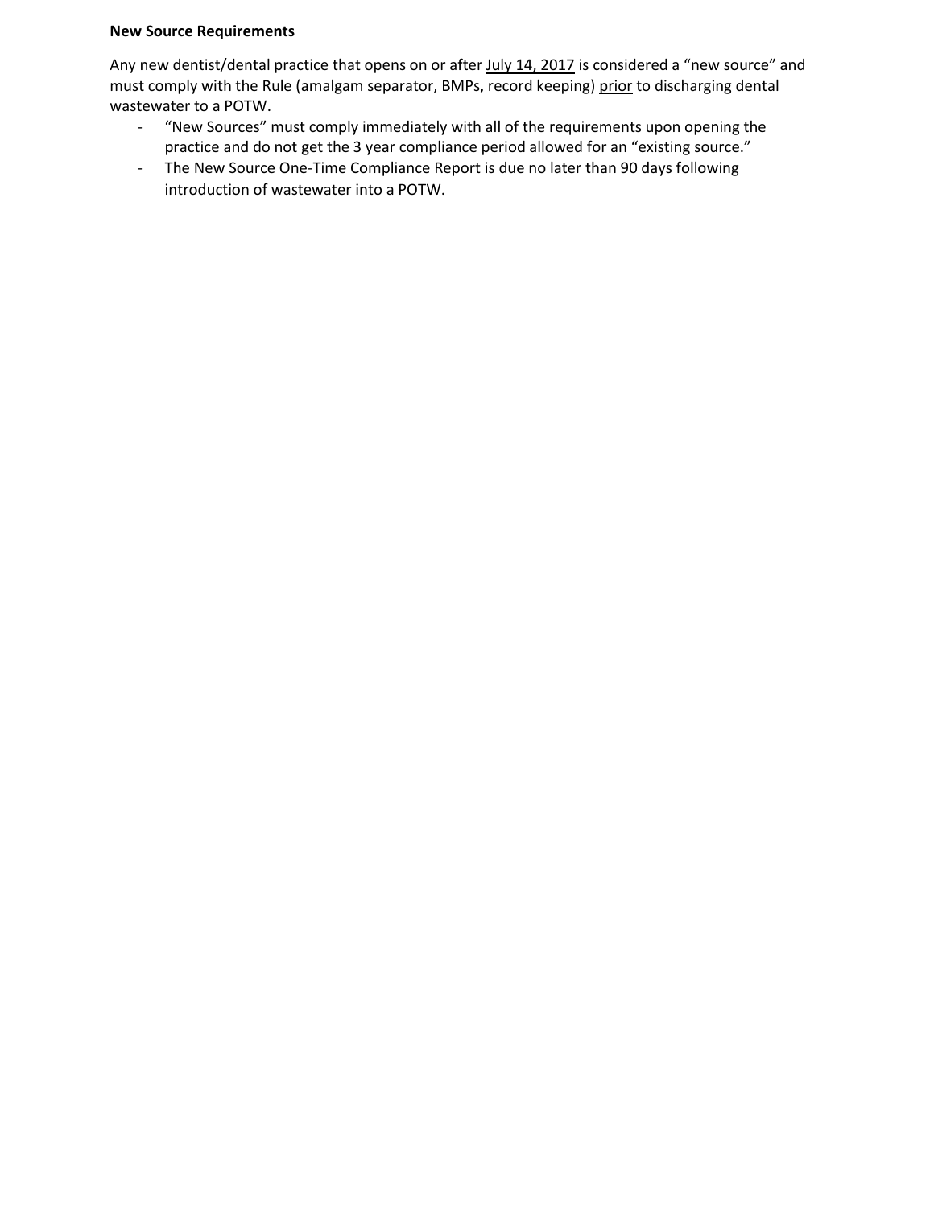**New Source Requirements**

Any new dentist/dental practice that opens on or after July 14, 2017 is considered a "new source" and must comply with the Rule (amalgam separator, BMPs, record keeping) prior to discharging dental wastewater to a POTW.

- "New Sources" must comply immediately with all of the requirements upon opening the practice and do not get the 3 year compliance period allowed for an "existing source."
- The New Source One-Time Compliance Report is due no later than 90 days following introduction of wastewater into a POTW.